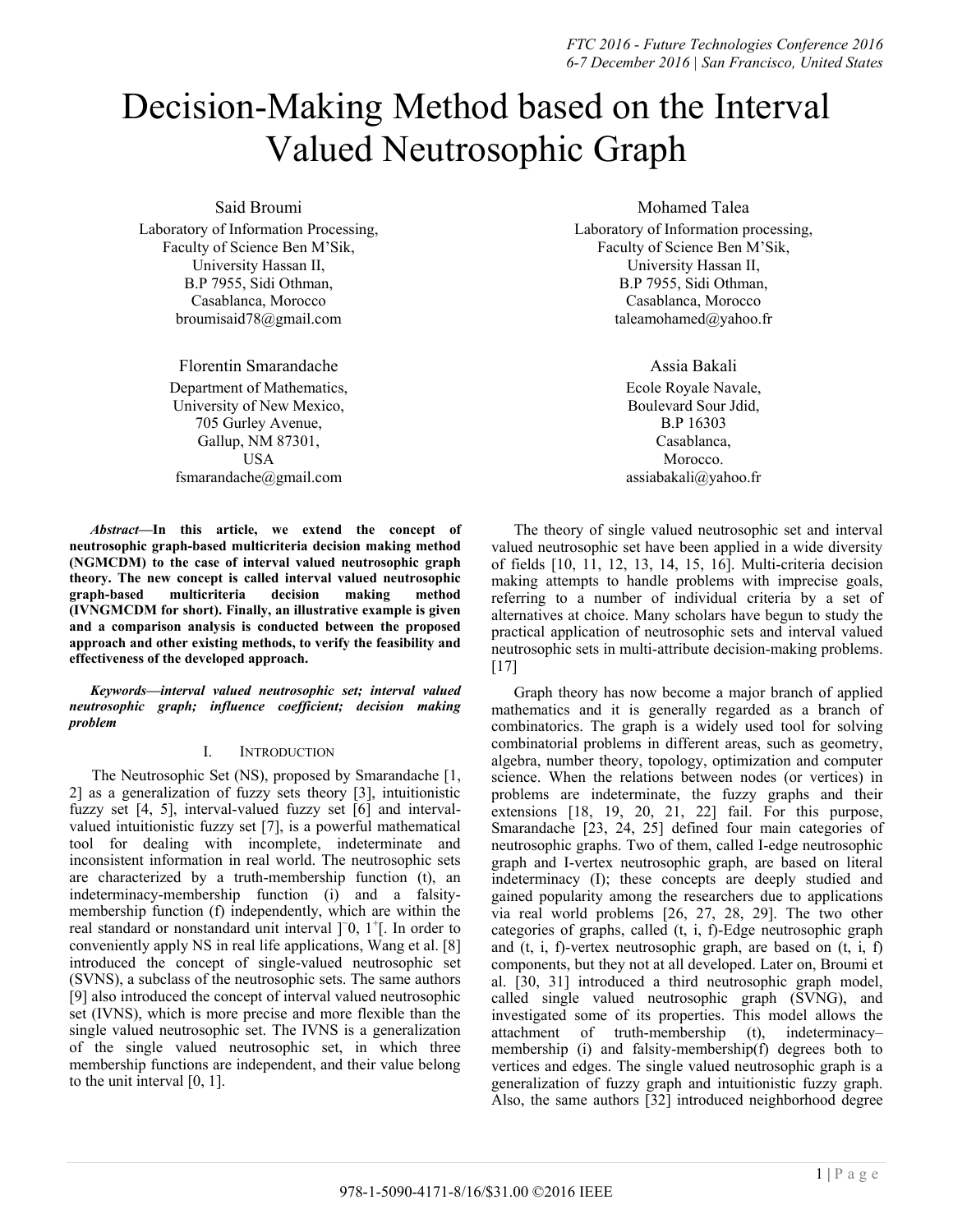# Decision-Making Method based on the Interval Valued Neutrosophic Graph

Said Broumi
Laboratory of Information Processing,
Faculty of Science Ben M'Sik,
University Hassan II,
B.P 7955, Sidi Othman,
Casablanca, Morocco
broumisaid78@gmail.com

Mohamed Talea
Laboratory of Information processing,
Faculty of Science Ben M'Sik,
University Hassan II,
B.P 7955, Sidi Othman,
Casablanca, Morocco
taleamohamed@yahoo.fr

Florentin Smarandache
Department of Mathematics,
University of New Mexico,
705 Gurley Avenue,
Gallup, NM 87301,
USA
fsmarandache@gmail.com

Assia Bakali
Ecole Royale Navale,
Boulevard Sour Jdid,
B.P 16303
Casablanca,
Morocco.
assiabakali@yahoo.fr

***Abstract*—In this article, we extend the concept of neutrosophic graph-based multicriteria decision making method (NGMCDM) to the case of interval valued neutrosophic graph theory. The new concept is called interval valued neutrosophic graph-based multicriteria decision making method (IVNGMCDM for short). Finally, an illustrative example is given and a comparison analysis is conducted between the proposed approach and other existing methods, to verify the feasibility and effectiveness of the developed approach.**

***Keywords*—interval valued neutrosophic set; interval valued neutrosophic graph; influence coefficient; decision making problem**

## I. Introduction

The Neutrosophic Set (NS), proposed by Smarandache [1, 2] as a generalization of fuzzy sets theory [3], intuitionistic fuzzy set [4, 5], interval-valued fuzzy set [6] and interval-valued intuitionistic fuzzy set [7], is a powerful mathematical tool for dealing with incomplete, indeterminate and inconsistent information in real world. The neutrosophic sets are characterized by a truth-membership function (t), an indeterminacy-membership function (i) and a falsity-membership function (f) independently, which are within the real standard or nonstandard unit interval $]^{-}0, 1^{+}[$. In order to conveniently apply NS in real life applications, Wang et al. [8] introduced the concept of single-valued neutrosophic set (SVNS), a subclass of the neutrosophic sets. The same authors [9] also introduced the concept of interval valued neutrosophic set (IVNS), which is more precise and more flexible than the single valued neutrosophic set. The IVNS is a generalization of the single valued neutrosophic set, in which three membership functions are independent, and their value belong to the unit interval [0, 1].

The theory of single valued neutrosophic set and interval valued neutrosophic set have been applied in a wide diversity of fields [10, 11, 12, 13, 14, 15, 16]. Multi-criteria decision making attempts to handle problems with imprecise goals, referring to a number of individual criteria by a set of alternatives at choice. Many scholars have begun to study the practical application of neutrosophic sets and interval valued neutrosophic sets in multi-attribute decision-making problems. [17]

Graph theory has now become a major branch of applied mathematics and it is generally regarded as a branch of combinatorics. The graph is a widely used tool for solving combinatorial problems in different areas, such as geometry, algebra, number theory, topology, optimization and computer science. When the relations between nodes (or vertices) in problems are indeterminate, the fuzzy graphs and their extensions [18, 19, 20, 21, 22] fail. For this purpose, Smarandache [23, 24, 25] defined four main categories of neutrosophic graphs. Two of them, called I-edge neutrosophic graph and I-vertex neutrosophic graph, are based on literal indeterminacy (I); these concepts are deeply studied and gained popularity among the researchers due to applications via real world problems [26, 27, 28, 29]. The two other categories of graphs, called (t, i, f)-Edge neutrosophic graph and (t, i, f)-vertex neutrosophic graph, are based on (t, i, f) components, but they not at all developed. Later on, Broumi et al. [30, 31] introduced a third neutrosophic graph model, called single valued neutrosophic graph (SVNG), and investigated some of its properties. This model allows the attachment of truth-membership (t), indeterminacy–membership (i) and falsity-membership(f) degrees both to vertices and edges. The single valued neutrosophic graph is a generalization of fuzzy graph and intuitionistic fuzzy graph. Also, the same authors [32] introduced neighborhood degree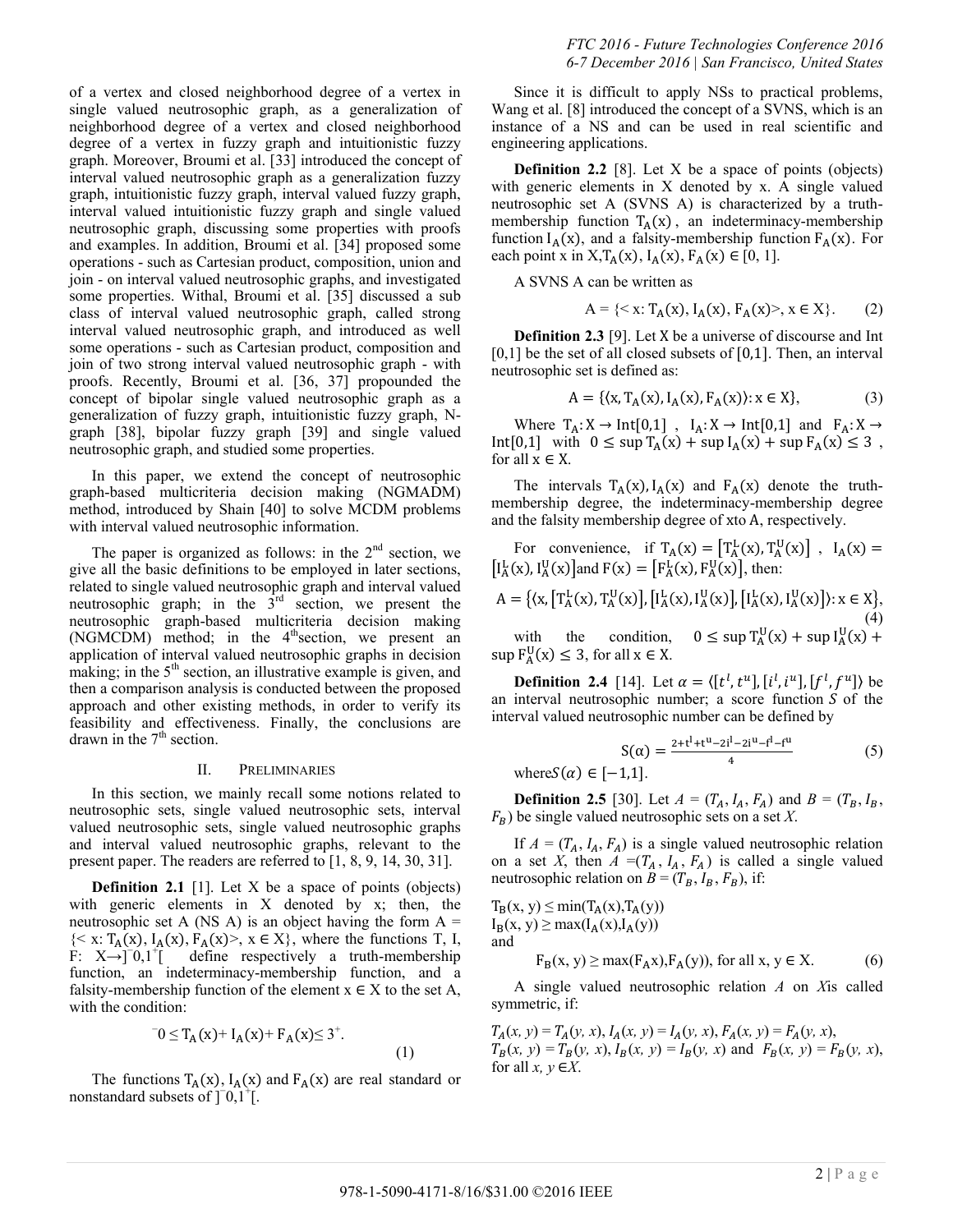of a vertex and closed neighborhood degree of a vertex in single valued neutrosophic graph, as a generalization of neighborhood degree of a vertex and closed neighborhood degree of a vertex in fuzzy graph and intuitionistic fuzzy graph. Moreover, Broumi et al. [33] introduced the concept of interval valued neutrosophic graph as a generalization fuzzy graph, intuitionistic fuzzy graph, interval valued fuzzy graph, interval valued intuitionistic fuzzy graph and single valued neutrosophic graph, discussing some properties with proofs and examples. In addition, Broumi et al. [34] proposed some operations - such as Cartesian product, composition, union and join - on interval valued neutrosophic graphs, and investigated some properties. Withal, Broumi et al. [35] discussed a sub class of interval valued neutrosophic graph, called strong interval valued neutrosophic graph, and introduced as well some operations - such as Cartesian product, composition and join of two strong interval valued neutrosophic graph - with proofs. Recently, Broumi et al. [36, 37] propounded the concept of bipolar single valued neutrosophic graph as a generalization of fuzzy graph, intuitionistic fuzzy graph, N-graph [38], bipolar fuzzy graph [39] and single valued neutrosophic graph, and studied some properties.

In this paper, we extend the concept of neutrosophic graph-based multicriteria decision making (NGMADM) method, introduced by Shain [40] to solve MCDM problems with interval valued neutrosophic information.

The paper is organized as follows: in the 2nd section, we give all the basic definitions to be employed in later sections, related to single valued neutrosophic graph and interval valued neutrosophic graph; in the 3rd section, we present the neutrosophic graph-based multicriteria decision making (NGMCDM) method; in the 4th section, we present an application of interval valued neutrosophic graphs in decision making; in the 5th section, an illustrative example is given, and then a comparison analysis is conducted between the proposed approach and other existing methods, in order to verify its feasibility and effectiveness. Finally, the conclusions are drawn in the 7th section.

## II. Preliminaries

In this section, we mainly recall some notions related to neutrosophic sets, single valued neutrosophic sets, interval valued neutrosophic sets, single valued neutrosophic graphs and interval valued neutrosophic graphs, relevant to the present paper. The readers are referred to [1, 8, 9, 14, 30, 31].

**Definition 2.1** [1]. Let X be a space of points (objects) with generic elements in X denoted by x; then, the neutrosophic set A (NS A) is an object having the form A = $\{< x: T_A(x), I_A(x), F_A(x)>, x \in X\}$, where the functions T, I, F: $X \rightarrow ]^-0,1^+[$ define respectively a truth-membership function, an indeterminacy-membership function, and a falsity-membership function of the element $x \in X$ to the set A, with the condition:

$$^-0 \leq T_A(x) + I_A(x) + F_A(x) \leq 3^+. \quad (1)$$

The functions $T_A(x)$, $I_A(x)$ and $F_A(x)$ are real standard or nonstandard subsets of $]^-0,1^+[$.

Since it is difficult to apply NSs to practical problems, Wang et al. [8] introduced the concept of a SVNS, which is an instance of a NS and can be used in real scientific and engineering applications.

**Definition 2.2** [8]. Let X be a space of points (objects) with generic elements in X denoted by x. A single valued neutrosophic set A (SVNS A) is characterized by a truth-membership function $T_A(x)$, an indeterminacy-membership function $I_A(x)$, and a falsity-membership function $F_A(x)$. For each point x in X, $T_A(x), I_A(x), F_A(x) \in [0, 1]$.

A SVNS A can be written as

$$A = \{< x: T_A(x), I_A(x), F_A(x)>, x \in X\}. \quad (2)$$

**Definition 2.3** [9]. Let X be a universe of discourse and Int [0,1] be the set of all closed subsets of [0,1]. Then, an interval neutrosophic set is defined as:

$$A = \{\langle x, T_A(x), I_A(x), F_A(x)\rangle : x \in X\}, \quad (3)$$

Where $T_A: X \rightarrow \text{Int}[0,1]$, $I_A: X \rightarrow \text{Int}[0,1]$ and $F_A: X \rightarrow \text{Int}[0,1]$ with $0 \leq \sup T_A(x) + \sup I_A(x) + \sup F_A(x) \leq 3$, for all $x \in X$.

The intervals $T_A(x), I_A(x)$ and $F_A(x)$ denote the truth-membership degree, the indeterminacy-membership degree and the falsity membership degree of xto A, respectively.

For convenience, if $T_A(x) = [T_A^L(x), T_A^U(x)]$, $I_A(x) = [I_A^L(x), I_A^U(x)]$ and $F(x) = [F_A^L(x), F_A^U(x)]$, then:

$$A = \{\langle x, [T_A^L(x), T_A^U(x)], [I_A^L(x), I_A^U(x)], [I_A^L(x), I_A^U(x)]\rangle : x \in X\}, \quad (4)$$

with the condition, $0 \leq \sup T_A^U(x) + \sup I_A^U(x) + \sup F_A^U(x) \leq 3$, for all $x \in X$.

**Definition 2.4** [14]. Let $\alpha = \langle [t^l, t^u], [i^l, i^u], [f^l, f^u] \rangle$ be an interval neutrosophic number; a score function $S$ of the interval valued neutrosophic number can be defined by

$$S(\alpha) = \frac{2 + t^l + t^u - 2i^l - 2i^u - f^l - f^u}{4} \quad (5)$$

where $S(\alpha) \in [-1,1]$.

**Definition 2.5** [30]. Let $A = (T_A, I_A, F_A)$ and $B = (T_B, I_B, F_B)$ be single valued neutrosophic sets on a set *X*.

If $A = (T_A, I_A, F_A)$ is a single valued neutrosophic relation on a set *X*, then $A = (T_A, I_A, F_A)$ is called a single valued neutrosophic relation on $B = (T_B, I_B, F_B)$, if:

$T_B(x, y) \leq \min(T_A(x), T_A(y))$
$I_B(x, y) \geq \max(I_A(x), I_A(y))$
and

$$F_B(x, y) \geq \max(F_A x), F_A(y)), \text{ for all } x, y \in X. \quad (6)$$

A single valued neutrosophic relation *A* on *X*is called symmetric, if:

$T_A(x, y) = T_A(y, x)$, $I_A(x, y) = I_A(y, x)$, $F_A(x, y) = F_A(y, x)$, $T_B(x, y) = T_B(y, x)$, $I_B(x, y) = I_B(y, x)$ and $F_B(x, y) = F_B(y, x)$, for all $x, y \in X$.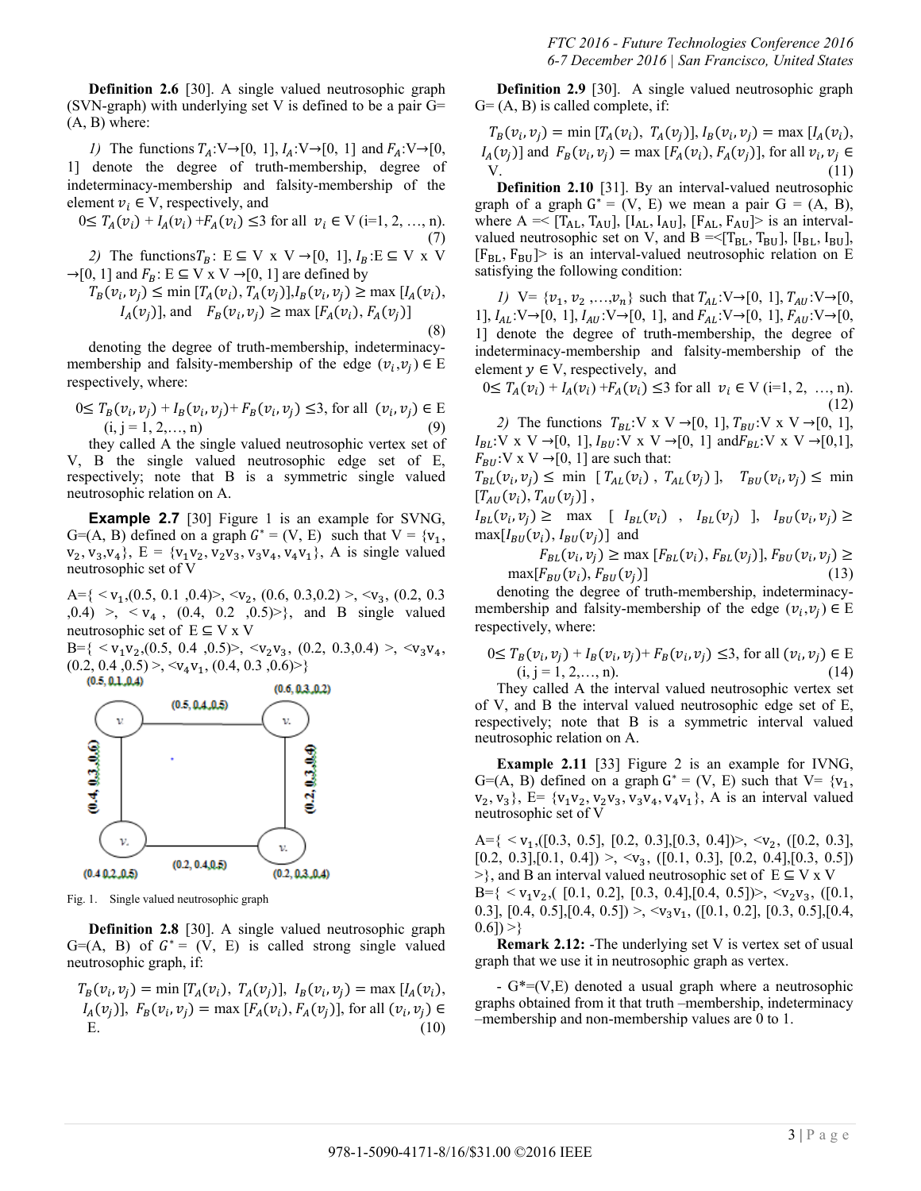**Definition 2.6** [30]. A single valued neutrosophic graph (SVN-graph) with underlying set V is defined to be a pair G= (A, B) where:

*1)* The functions $T_A$:V→[0, 1], $I_A$:V→[0, 1] and $F_A$:V→[0, 1] denote the degree of truth-membership, degree of indeterminacy-membership and falsity-membership of the element $v_i \in$ V, respectively, and

$$0\leq T_A(v_i) + I_A(v_i) + F_A(v_i) \leq 3 \text{ for all } v_i \in \text{V (i=1, 2, …, n).} \quad (7)$$

*2)* The functions $T_B$: E ⊆ V x V →[0, 1], $I_B$:E ⊆ V x V →[0, 1] and $F_B$: E ⊆ V x V →[0, 1] are defined by

$$T_B(v_i, v_j) \leq \min [T_A(v_i), T_A(v_j)], I_B(v_i, v_j) \geq \max [I_A(v_i), I_A(v_j)], \text{ and } F_B(v_i, v_j) \geq \max [F_A(v_i), F_A(v_j)] \quad (8)$$

denoting the degree of truth-membership, indeterminacy-membership and falsity-membership of the edge $(v_i, v_j) \in$ E respectively, where:

$$0\leq T_B(v_i, v_j) + I_B(v_i, v_j) + F_B(v_i, v_j) \leq 3, \text{ for all } (v_i, v_j) \in \text{E (i, j = 1, 2,…, n)} \quad (9)$$

they called A the single valued neutrosophic vertex set of V, B the single valued neutrosophic edge set of E, respectively; note that B is a symmetric single valued neutrosophic relation on A.

**Example 2.7** [30] Figure 1 is an example for SVNG, G=(A, B) defined on a graph $G^*$ = (V, E) such that V = {$v_1$, $v_2$, $v_3$, $v_4$}, E = {$v_1v_2$, $v_2v_3$, $v_3v_4$, $v_4v_1$}, A is single valued neutrosophic set of V

A={ < $v_1$,(0.5, 0.1 ,0.4)>, <$v_2$, (0.6, 0.3,0.2) >, <$v_3$, (0.2, 0.3 ,0.4) >, < $v_4$ , (0.4, 0.2 ,0.5)>}, and B single valued neutrosophic set of E ⊆ V x V

B={ < $v_1v_2$,(0.5, 0.4 ,0.5)>, <$v_2v_3$, (0.2, 0.3,0.4) >, <$v_3v_4$, (0.2, 0.4 ,0.5) >, <$v_4v_1$, (0.4, 0.3 ,0.6)>}

Fig. 1. Single valued neutrosophic graph

**Definition 2.8** [30]. A single valued neutrosophic graph G=(A, B) of $G^*$ = (V, E) is called strong single valued neutrosophic graph, if:

$$T_B(v_i, v_j) = \min [T_A(v_i), T_A(v_j)], I_B(v_i, v_j) = \max [I_A(v_i), I_A(v_j)], F_B(v_i, v_j) = \max [F_A(v_i), F_A(v_j)], \text{ for all } (v_i, v_j) \in \text{E.} \quad (10)$$

**Definition 2.9** [30]. A single valued neutrosophic graph G= (A, B) is called complete, if:

$$T_B(v_i, v_j) = \min [T_A(v_i), T_A(v_j)], I_B(v_i, v_j) = \max [I_A(v_i), I_A(v_j)] \text{ and } F_B(v_i, v_j) = \max [F_A(v_i), F_A(v_j)], \text{ for all } v_i, v_j \in \text{V.} \quad (11)$$

**Definition 2.10** [31]. By an interval-valued neutrosophic graph of a graph $G^*$ = (V, E) we mean a pair G = (A, B), where A =< [$T_{AL}$, $T_{AU}$], [$I_{AL}$, $I_{AU}$], [$F_{AL}$, $F_{AU}$]> is an interval-valued neutrosophic set on V, and B =<[$T_{BL}$, $T_{BU}$], [$I_{BL}$, $I_{BU}$], [$F_{BL}$, $F_{BU}$]> is an interval-valued neutrosophic relation on E satisfying the following condition:

*1)* V= {$v_1$, $v_2$ ,…,$v_n$} such that $T_{AL}$:V→[0, 1], $T_{AU}$:V→[0, 1], $I_{AL}$:V→[0, 1], $I_{AU}$:V→[0, 1], and $F_{AL}$:V→[0, 1], $F_{AU}$:V→[0, 1] denote the degree of truth-membership, the degree of indeterminacy-membership and falsity-membership of the element $y \in$ V, respectively, and

$$0\leq T_A(v_i) + I_A(v_i) + F_A(v_i) \leq 3 \text{ for all } v_i \in \text{V (i=1, 2, …, n).} \quad (12)$$

*2)* The functions $T_{BL}$:V x V →[0, 1], $T_{BU}$:V x V →[0, 1], $I_{BL}$:V x V →[0, 1], $I_{BU}$:V x V →[0, 1] and $F_{BL}$:V x V →[0,1], $F_{BU}$:V x V →[0, 1] are such that:

$$T_{BL}(v_i, v_j) \leq \min [T_{AL}(v_i), T_{AL}(v_j)], \quad T_{BU}(v_i, v_j) \leq \min [T_{AU}(v_i), T_{AU}(v_j)],$$

$$I_{BL}(v_i, v_j) \geq \max [I_{BL}(v_i), I_{BL}(v_j)], \quad I_{BU}(v_i, v_j) \geq \max[I_{BU}(v_i), I_{BU}(v_j)] \text{ and}$$

$$F_{BL}(v_i, v_j) \geq \max [F_{BL}(v_i), F_{BL}(v_j)], F_{BU}(v_i, v_j) \geq \max[F_{BU}(v_i), F_{BU}(v_j)] \quad (13)$$

denoting the degree of truth-membership, indeterminacy-membership and falsity-membership of the edge $(v_i, v_j) \in$ E respectively, where:

$$0\leq T_B(v_i, v_j) + I_B(v_i, v_j) + F_B(v_i, v_j) \leq 3, \text{ for all } (v_i, v_j) \in \text{E (i, j = 1, 2,…, n).} \quad (14)$$

They called A the interval valued neutrosophic vertex set of V, and B the interval valued neutrosophic edge set of E, respectively; note that B is a symmetric interval valued neutrosophic relation on A.

**Example 2.11** [33] Figure 2 is an example for IVNG, G=(A, B) defined on a graph $G^*$ = (V, E) such that V= {$v_1$, $v_2$, $v_3$}, E= {$v_1v_2$, $v_2v_3$, $v_3v_4$, $v_4v_1$}, A is an interval valued neutrosophic set of V

A={ < $v_1$,([0.3, 0.5], [0.2, 0.3],[0.3, 0.4])>, <$v_2$, ([0.2, 0.3], [0.2, 0.3],[0.1, 0.4]) >, <$v_3$, ([0.1, 0.3], [0.2, 0.4],[0.3, 0.5]) >}, and B an interval valued neutrosophic set of E ⊆ V x V

B={ < $v_1v_2$,( [0.1, 0.2], [0.3, 0.4],[0.4, 0.5])>, <$v_2v_3$, ([0.1, 0.3], [0.4, 0.5],[0.4, 0.5]) >, <$v_3v_1$, ([0.1, 0.2], [0.3, 0.5],[0.4, 0.6]) >}

**Remark 2.12:** -The underlying set V is vertex set of usual graph that we use it in neutrosophic graph as vertex.

- G*=(V,E) denoted a usual graph where a neutrosophic graphs obtained from it that truth –membership, indeterminacy –membership and non-membership values are 0 to 1.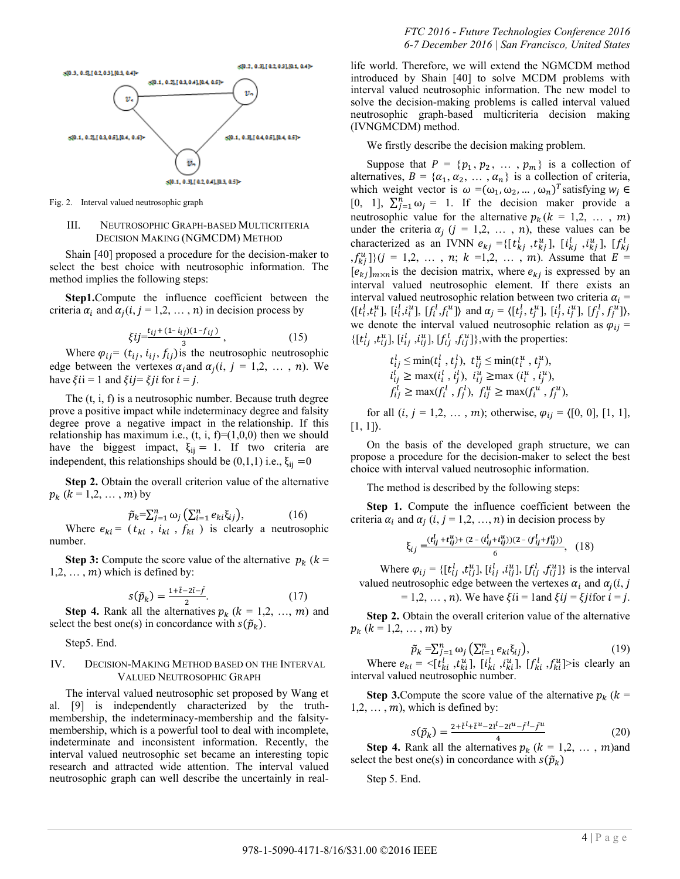Fig. 2. Interval valued neutrosophic graph

## III. NEUTROSOPHIC GRAPH-BASED MULTICRITERIA DECISION MAKING (NGMCDM) METHOD

Shain [40] proposed a procedure for the decision-maker to select the best choice with neutrosophic information. The method implies the following steps:

**Step1.** Compute the influence coefficient between the criteria $\alpha_i$ and $\alpha_j (i, j = 1,2, \dots, n)$ in decision process by

$$\xi ij = \frac{t_{ij} + (1 - i_{ij})(1 - f_{ij})}{3}, \quad (15)$$

Where $\varphi_{ij} = (t_{ij}, i_{ij}, f_{ij})$ is the neutrosophic neutrosophic edge between the vertexes $\alpha_i$ and $\alpha_j (i, j = 1,2, \dots, n)$. We have $\xi ii = 1$ and $\xi ij = \xi ji$ for $i = j$.

The (t, i, f) is a neutrosophic number. Because truth degree prove a positive impact while indeterminacy degree and falsity degree prove a negative impact in the relationship. If this relationship has maximum i.e., (t, i, f)=(1,0,0) then we should have the biggest impact, $\xi_{ij} = 1$. If two criteria are independent, this relationships should be (0,1,1) i.e., $\xi_{ij} = 0$

**Step 2.** Obtain the overall criterion value of the alternative $p_k (k = 1,2, \dots, m)$ by

$$\tilde{p}_k = \sum_{j=1}^{n} \omega_j \left(\sum_{i=1}^{n} e_{ki} \xi_{ij}\right), \quad (16)$$

Where $e_{ki} = (t_{ki}, i_{ki}, f_{ki})$ is clearly a neutrosophic number.

**Step 3:** Compute the score value of the alternative $p_k (k = 1,2, \dots, m)$ which is defined by:

$$s(\tilde{p}_k) = \frac{1 + \tilde{t} - 2\tilde{\imath} - \tilde{f}}{2}. \quad (17)$$

**Step 4.** Rank all the alternatives $p_k (k = 1,2, \dots, m)$ and select the best one(s) in concordance with $s(\tilde{p}_k)$.

Step5. End.

## IV. DECISION-MAKING METHOD BASED ON THE INTERVAL VALUED NEUTROSOPHIC GRAPH

The interval valued neutrosophic set proposed by Wang et al. [9] is independently characterized by the truth-membership, the indeterminacy-membership and the falsity-membership, which is a powerful tool to deal with incomplete, indeterminate and inconsistent information. Recently, the interval valued neutrosophic set became an interesting topic research and attracted wide attention. The interval valued neutrosophic graph can well describe the uncertainly in real-life world. Therefore, we will extend the NGMCDM method introduced by Shain [40] to solve MCDM problems with interval valued neutrosophic information. The new model to solve the decision-making problems is called interval valued neutrosophic graph-based multicriteria decision making (IVNGMCDM) method.

We firstly describe the decision making problem.

Suppose that $P = \{p_1, p_2, \dots, p_m\}$ is a collection of alternatives, $B = \{\alpha_1, \alpha_2, \dots, \alpha_n\}$ is a collection of criteria, which weight vector is $\omega = (\omega_1, \omega_2, \dots, \omega_n)^T$ satisfying $w_j \in [0, 1]$, $\sum_{j=1}^{n} \omega_j = 1$. If the decision maker provide a neutrosophic value for the alternative $p_k (k = 1,2, \dots, m)$ under the criteria $\alpha_j (j = 1,2, \dots, n)$, these values can be characterized as an IVNN $e_{kj} = \{[t_{kj}^l, t_{kj}^u], [i_{kj}^l, i_{kj}^u], [f_{kj}^l, f_{kj}^u]\} (j = 1,2, \dots, n; k = 1,2, \dots, m)$. Assume that $E = [e_{kj}]_{m \times n}$ is the decision matrix, where $e_{kj}$ is expressed by an interval valued neutrosophic element. If there exists an interval valued neutrosophic relation between two criteria $\alpha_i = \langle [t_i^l, t_i^u], [i_i^l, i_i^u], [f_i^l, f_i^u] \rangle$ and $\alpha_j = \langle [t_j^l, t_j^u], [i_j^l, i_j^u], [f_j^l, f_j^u] \rangle$, we denote the interval valued neutrosophic relation as $\varphi_{ij} = \{[t_{ij}^l, t_{ij}^u], [i_{ij}^l, i_{ij}^u], [f_{ij}^l, f_{ij}^u]\}$, with the properties:

$t_{ij}^l \le \min(t_i^l, t_j^l)$, $t_{ij}^u \le \min(t_i^u, t_j^u)$,
$i_{ij}^l \ge \max(i_i^l, i_j^l)$, $i_{ij}^u \ge \max(i_i^u, i_j^u)$,
$f_{ij}^l \ge \max(f_i^l, f_j^l)$, $f_{ij}^u \ge \max(f_i^u, f_j^u)$,

for all $(i, j = 1,2, \dots, m)$; otherwise, $\varphi_{ij} = \langle [0, 0], [1, 1], [1, 1] \rangle$.

On the basis of the developed graph structure, we can propose a procedure for the decision-maker to select the best choice with interval valued neutrosophic information.

The method is described by the following steps:

**Step 1.** Compute the influence coefficient between the criteria $\alpha_i$ and $\alpha_j (i, j = 1,2, \dots, n)$ in decision process by

$$\xi_{ij} = \frac{(t_{ij}^l + t_{ij}^u) + (2 - (i_{ij}^l + i_{ij}^u))(2 - (f_{ij}^l + f_{ij}^u))}{6}, \quad (18)$$

Where $\varphi_{ij} = \{[t_{ij}^l, t_{ij}^u], [i_{ij}^l, i_{ij}^u], [f_{ij}^l, f_{ij}^u]\}$ is the interval valued neutrosophic edge between the vertexes $\alpha_i$ and $\alpha_j (i, j = 1,2, \dots, n)$. We have $\xi ii = 1$ and $\xi ij = \xi ji$ for $i = j$.

**Step 2.** Obtain the overall criterion value of the alternative $p_k (k = 1,2, \dots, m)$ by

$$\tilde{p}_k = \sum_{j=1}^{n} \omega_j \left(\sum_{i=1}^{n} e_{ki} \xi_{ij}\right), \quad (19)$$

Where $e_{ki} = \langle [t_{ki}^l, t_{ki}^u], [i_{ki}^l, i_{ki}^u], [f_{ki}^l, f_{ki}^u] \rangle$ is clearly an interval valued neutrosophic number.

**Step 3.** Compute the score value of the alternative $p_k (k = 1,2, \dots, m)$, which is defined by:

$$s(\tilde{p}_k) = \frac{2 + \tilde{t}^l + \tilde{t}^u - 2\tilde{\imath}^l - 2\tilde{\imath}^u - \tilde{f}^l - \tilde{f}^u}{4} \quad (20)$$

**Step 4.** Rank all the alternatives $p_k (k = 1,2, \dots, m)$ and select the best one(s) in concordance with $s(\tilde{p}_k)$

Step 5. End.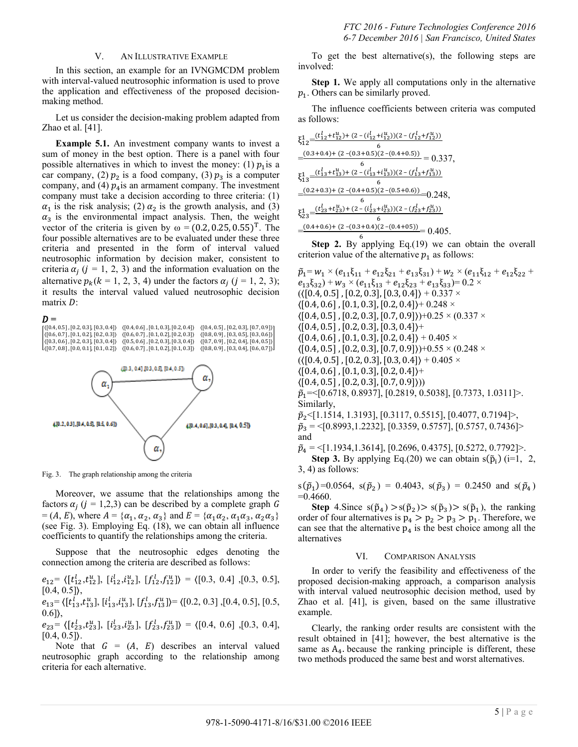## V. An Illustrative Example

In this section, an example for an IVNGMCDM problem with interval-valued neutrosophic information is used to prove the application and effectiveness of the proposed decision-making method.

Let us consider the decision-making problem adapted from Zhao et al. [41].

**Example 5.1.** An investment company wants to invest a sum of money in the best option. There is a panel with four possible alternatives in which to invest the money: (1) $p_1$ is a car company, (2) $p_2$ is a food company, (3) $p_3$ is a computer company, and (4) $p_4$ is an armament company. The investment company must take a decision according to three criteria: (1) $\alpha_1$ is the risk analysis; (2) $\alpha_2$ is the growth analysis, and (3) $\alpha_3$ is the environmental impact analysis. Then, the weight vector of the criteria is given by $\omega = (0.2, 0.25, 0.55)^T$. The four possible alternatives are to be evaluated under these three criteria and presented in the form of interval valued neutrosophic information by decision maker, consistent to criteria $\alpha_j$ ($j$ = 1, 2, 3) and the information evaluation on the alternative $p_k$($k$ = 1, 2, 3, 4) under the factors $\alpha_j$ ($j$ = 1, 2, 3); it results the interval valued valued neutrosophic decision matrix $D$:

$$D = \begin{bmatrix} \langle[0.4,0.5],[0.2,0.3],[0.3,0.4]\rangle & \langle[0.4,0.6],[0.1,0.3],[0.2,0.4]\rangle & \langle[0.4,0.5],[0.2,0.3],[0.7,0.9]\rangle \\ \langle[0.6,0.7],[0.1,0.2],[0.2,0.3]\rangle & \langle[0.6,0.7],[0.1,0.2],[0.2,0.3]\rangle & \langle[0.8,0.9],[0.3,0.5],[0.3,0.6]\rangle \\ \langle[0.3,0.6],[0.2,0.3],[0.3,0.4]\rangle & \langle[0.5,0.6],[0.2,0.3],[0.3,0.4]\rangle & \langle[0.7,0.9],[0.2,0.4],[0.4,0.5]\rangle \\ \langle[0.7,0.8],[0.0,0.1],[0.1,0.2]\rangle & \langle[0.6,0.7],[0.1,0.2],[0.1,0.3]\rangle & \langle[0.8,0.9],[0.3,0.4],[0.6,0.7]\rangle \end{bmatrix}$$

Fig. 3. The graph relationship among the criteria

Moreover, we assume that the relationships among the factors $\alpha_j$ ($j$ = 1,2,3) can be described by a complete graph $G = (A, E)$, where $A = \{\alpha_1, \alpha_2, \alpha_3\}$ and $E = \{\alpha_1\alpha_2, \alpha_1\alpha_3, \alpha_2\alpha_3\}$ (see Fig. 3). Employing Eq. (18), we can obtain all influence coefficients to quantify the relationships among the criteria.

Suppose that the neutrosophic edges denoting the connection among the criteria are described as follows:

$e_{12} = \langle[t_{12}^l, t_{12}^u], [i_{12}^l, i_{12}^u], [f_{12}^l, f_{12}^u]\rangle = \langle[0.3, 0.4], [0.3, 0.5], [0.4, 0.5]\rangle$,

$e_{13} = \langle[t_{13}^l, t_{13}^u], [i_{13}^l, i_{13}^u], [f_{13}^l, f_{13}^u]\rangle = \langle[0.2, 0.3], [0.4, 0.5], [0.5, 0.6]\rangle$,

$e_{23} = \langle[t_{23}^l, t_{23}^u], [i_{23}^l, i_{23}^u], [f_{23}^l, f_{23}^u]\rangle = \langle[0.4, 0.6], [0.3, 0.4], [0.4, 0.5]\rangle$.

Note that $G = (A, E)$ describes an interval valued neutrosophic graph according to the relationship among criteria for each alternative.

To get the best alternative(s), the following steps are involved:

**Step 1.** We apply all computations only in the alternative $p_1$. Others can be similarly proved.

The influence coefficients between criteria was computed as follows:

$\xi_{12}^1 = \frac{(t_{12}^l + t_{12}^u) + (2-(i_{12}^l + i_{12}^u))(2-(f_{12}^l + f_{12}^u))}{6} = \frac{(0.3+0.4)+(2-(0.3+0.5)(2-(0.4+0.5))}{6} = 0.337$,

$\xi_{13}^1 = \frac{(t_{13}^l + t_{13}^u) + (2-(i_{13}^l + i_{13}^u))(2-(f_{13}^l + f_{13}^u))}{6} = \frac{(0.2+0.3)+(2-(0.4+0.5)(2-(0.5+0.6))}{6} = 0.248$,

$\xi_{23}^1 = \frac{(t_{23}^l + t_{23}^u) + (2-(i_{23}^l + i_{23}^u))(2-(f_{23}^l + f_{23}^u))}{6} = \frac{(0.4+0.6)+(2-(0.3+0.4)(2-(0.4+05))}{6} = 0.405$.

**Step 2.** By applying Eq.(19) we can obtain the overall criterion value of the alternative $p_1$ as follows:

$\tilde{p}_1 = w_1 \times (e_{11}\xi_{11} + e_{12}\xi_{21} + e_{13}\xi_{31}) + w_2 \times (e_{11}\xi_{12} + e_{12}\xi_{22} + e_{13}\xi_{32}) + w_3 \times (e_{11}\xi_{13} + e_{12}\xi_{23} + e_{13}\xi_{33}) = 0.2 \times (\langle[0.4, 0.5], [0.2, 0.3], [0.3, 0.4]\rangle + 0.337 \times \langle[0.4, 0.6], [0.1, 0.3], [0.2, 0.4]\rangle + 0.248 \times \langle[0.4, 0.5], [0.2, 0.3], [0.7, 0.9]\rangle) + 0.25 \times (0.337 \times \langle[0.4, 0.5], [0.2, 0.3], [0.3, 0.4]\rangle + \langle[0.4, 0.6], [0.1, 0.3], [0.2, 0.4]\rangle + 0.405 \times \langle[0.4, 0.5], [0.2, 0.3], [0.7, 0.9]\rangle) + 0.55 \times (0.248 \times (\langle[0.4, 0.5], [0.2, 0.3], [0.3, 0.4]\rangle + 0.405 \times \langle[0.4, 0.6], [0.1, 0.3], [0.2, 0.4]\rangle + \langle[0.4, 0.5], [0.2, 0.3], [0.7, 0.9]\rangle))$

$\tilde{p}_1$=<[0.6718, 0.8937], [0.2819, 0.5038], [0.7373, 1.0311]>.

Similarly,

$\tilde{p}_2$<[1.1514, 1.3193], [0.3117, 0.5515], [0.4077, 0.7194]>,

$\tilde{p}_3$ = <[0.8993,1.2232], [0.3359, 0.5757], [0.5757, 0.7436]> and

$\tilde{p}_4$ = <[1.1934,1.3614], [0.2696, 0.4375], [0.5272, 0.7792]>.

**Step 3.** By applying Eq.(20) we can obtain $s(\tilde{p}_i)$ (i=1, 2, 3, 4) as follows:

$s(\tilde{p}_1)$=0.0564, $s(\tilde{p}_2)$ = 0.4043, $s(\tilde{p}_3)$ = 0.2450 and $s(\tilde{p}_4)$ =0.4660.

**Step** 4.Since $s(\tilde{p}_4) > s(\tilde{p}_2) > s(\tilde{p}_3) > s(\tilde{p}_1)$, the ranking order of four alternatives is $p_4 > p_2 > p_3 > p_1$. Therefore, we can see that the alternative $p_4$ is the best choice among all the alternatives

## VI. Comparison Analysis

In order to verify the feasibility and effectiveness of the proposed decision-making approach, a comparison analysis with interval valued neutrosophic decision method, used by Zhao et al. [41], is given, based on the same illustrative example.

Clearly, the ranking order results are consistent with the result obtained in [41]; however, the best alternative is the same as $A_4$. because the ranking principle is different, these two methods produced the same best and worst alternatives.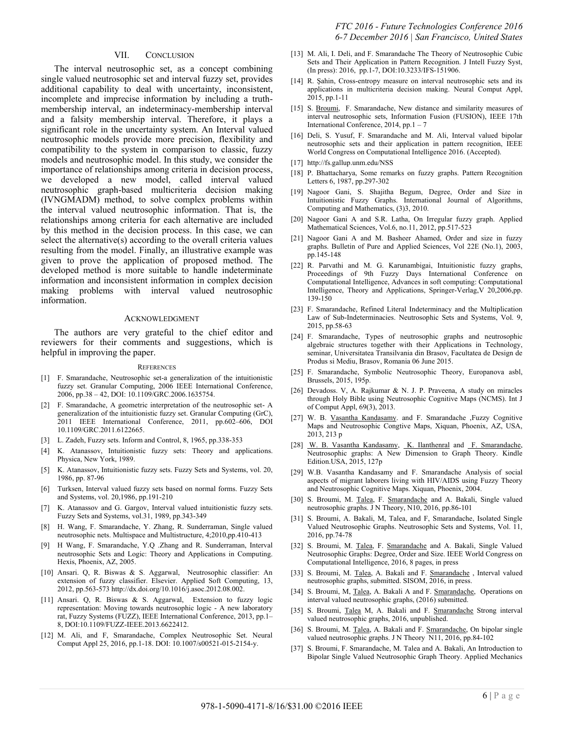## VII. Conclusion

The interval neutrosophic set, as a concept combining single valued neutrosophic set and interval fuzzy set, provides additional capability to deal with uncertainty, inconsistent, incomplete and imprecise information by including a truth-membership interval, an indeterminacy-membership interval and a falsity membership interval. Therefore, it plays a significant role in the uncertainty system. An Interval valued neutrosophic models provide more precision, flexibility and compatibility to the system in comparison to classic, fuzzy models and neutrosophic model. In this study, we consider the importance of relationships among criteria in decision process, we developed a new model, called interval valued neutrosophic graph-based multicriteria decision making (IVNGMADM) method, to solve complex problems within the interval valued neutrosophic information. That is, the relationships among criteria for each alternative are included by this method in the decision process. In this case, we can select the alternative(s) according to the overall criteria values resulting from the model. Finally, an illustrative example was given to prove the application of proposed method. The developed method is more suitable to handle indeterminate information and inconsistent information in complex decision making problems with interval valued neutrosophic information.

## Acknowledgment

The authors are very grateful to the chief editor and reviewers for their comments and suggestions, which is helpful in improving the paper.

## References

[1] F. Smarandache, Neutrosophic set-a generalization of the intuitionistic fuzzy set. Granular Computing, 2006 IEEE International Conference, 2006, pp.38 – 42, DOI: 10.1109/GRC.2006.1635754.

[2] F. Smarandache, A geometric interpretation of the neutrosophic set- A generalization of the intuitionistic fuzzy set. Granular Computing (GrC), 2011 IEEE International Conference, 2011, pp.602–606, DOI 10.1109/GRC.2011.6122665.

[3] L. Zadeh, Fuzzy sets. Inform and Control, 8, 1965, pp.338-353

[4] K. Atanassov, Intuitionistic fuzzy sets: Theory and applications. Physica, New York, 1989.

[5] K. Atanassov, Intuitionistic fuzzy sets. Fuzzy Sets and Systems, vol. 20, 1986, pp. 87-96

[6] Turksen, Interval valued fuzzy sets based on normal forms. Fuzzy Sets and Systems, vol. 20,1986, pp.191-210

[7] K. Atanassov and G. Gargov, Interval valued intuitionistic fuzzy sets. Fuzzy Sets and Systems, vol.31, 1989, pp.343-349

[8] H. Wang, F. Smarandache, Y. Zhang, R. Sunderraman, Single valued neutrosophic nets. Multispace and Multistructure, 4;2010,pp.410-413

[9] H Wang, F. Smarandache, Y.Q .Zhang and R. Sunderraman, Interval neutrosophic Sets and Logic: Theory and Applications in Computing. Hexis, Phoenix, AZ, 2005.

[10] Ansari. Q, R. Biswas & S. Aggarwal, Neutrosophic classifier: An extension of fuzzy classifier. Elsevier. Applied Soft Computing, 13, 2012, pp.563-573 http://dx.doi.org/10.1016/j.asoc.2012.08.002.

[11] Ansari. Q, R. Biswas & S. Aggarwal, Extension to fuzzy logic representation: Moving towards neutrosophic logic - A new laboratory rat, Fuzzy Systems (FUZZ), IEEE International Conference, 2013, pp.1–8, DOI:10.1109/FUZZ-IEEE.2013.6622412.

[12] M. Ali, and F, Smarandache, Complex Neutrosophic Set. Neural Comput Appl 25, 2016, pp.1-18. DOI: 10.1007/s00521-015-2154-y.

[13] M. Ali, I. Deli, and F. Smarandache The Theory of Neutrosophic Cubic Sets and Their Application in Pattern Recognition. J Intell Fuzzy Syst, (In press): 2016, pp.1-7, DOI:10.3233/IFS-151906.

[14] R. Şahin, Cross-entropy measure on interval neutrosophic sets and its applications in multicriteria decision making. Neural Comput Appl, 2015, pp.1-11

[15] S. Broumi, F. Smarandache, New distance and similarity measures of interval neutrosophic sets, Information Fusion (FUSION), IEEE 17th International Conference, 2014, pp.1 – 7

[16] Deli, S. Yusuf, F. Smarandache and M. Ali, Interval valued bipolar neutrosophic sets and their application in pattern recognition, IEEE World Congress on Computational Intelligence 2016. (Accepted).

[17] http://fs.gallup.unm.edu/NSS

[18] P. Bhattacharya, Some remarks on fuzzy graphs. Pattern Recognition Letters 6, 1987, pp.297-302

[19] Nagoor Gani, S. Shajitha Begum, Degree, Order and Size in Intuitionistic Fuzzy Graphs. International Journal of Algorithms, Computing and Mathematics, (3)3, 2010.

[20] Nagoor Gani A and S.R. Latha, On Irregular fuzzy graph. Applied Mathematical Sciences, Vol.6, no.11, 2012, pp.517-523

[21] Nagoor Gani A and M. Basheer Ahamed, Order and size in fuzzy graphs. Bulletin of Pure and Applied Sciences, Vol 22E (No.1), 2003, pp.145-148

[22] R. Parvathi and M. G. Karunambigai, Intuitionistic fuzzy graphs, Proceedings of 9th Fuzzy Days International Conference on Computational Intelligence, Advances in soft computing: Computational Intelligence, Theory and Applications, Springer-Verlag,V 20,2006,pp. 139-150

[23] F. Smarandache, Refined Literal Indeterminacy and the Multiplication Law of Sub-Indeterminacies. Neutrosophic Sets and Systems, Vol. 9, 2015, pp.58-63

[24] F. Smarandache, Types of neutrosophic graphs and neutrosophic algebraic structures together with their Applications in Technology, seminar, Universitatea Transilvania din Brasov, Facultatea de Design de Produs si Mediu, Brasov, Romania 06 June 2015.

[25] F. Smarandache, Symbolic Neutrosophic Theory, Europanova asbl, Brussels, 2015, 195p.

[26] Devadoss. V, A. Rajkumar & N. J. P. Praveena, A study on miracles through Holy Bible using Neutrosophic Cognitive Maps (NCMS). Int J of Comput Appl, 69(3), 2013.

[27] W. B. Vasantha Kandasamy. and F. Smarandache ,Fuzzy Cognitive Maps and Neutrosophic Congtive Maps, Xiquan, Phoenix, AZ, USA, 2013, 213 p

[28] W. B. Vasantha Kandasamy, K. Ilanthenral and F. Smarandache, Neutrosophic graphs: A New Dimension to Graph Theory. Kindle Edition.USA, 2015, 127p

[29] W.B. Vasantha Kandasamy and F. Smarandache Analysis of social aspects of migrant laborers living with HIV/AIDS using Fuzzy Theory and Neutrosophic Cognitive Maps. Xiquan, Phoenix, 2004.

[30] S. Broumi, M. Talea, F. Smarandache and A. Bakali, Single valued neutrosophic graphs. J N Theory, N10, 2016, pp.86-101

[31] S. Broumi, A. Bakali, M, Talea, and F, Smarandache, Isolated Single Valued Neutrosophic Graphs. Neutrosophic Sets and Systems, Vol. 11, 2016, pp.74-78

[32] S. Broumi, M. Talea, F. Smarandache and A. Bakali, Single Valued Neutrosophic Graphs: Degree, Order and Size. IEEE World Congress on Computational Intelligence, 2016, 8 pages, in press

[33] S. Broumi, M. Talea, A. Bakali and F. Smarandache , Interval valued neutrosophic graphs, submitted. SISOM, 2016, in press.

[34] S. Broumi, M, Talea, A. Bakali A and F. Smarandache, Operations on interval valued neutrosophic graphs, (2016) submitted.

[35] S. Broumi, Talea M, A. Bakali and F. Smarandache Strong interval valued neutrosophic graphs, 2016, unpublished.

[36] S. Broumi, M. Talea, A. Bakali and F. Smarandache, On bipolar single valued neutrosophic graphs. J N Theory N11, 2016, pp.84-102

[37] S. Broumi, F. Smarandache, M. Talea and A. Bakali, An Introduction to Bipolar Single Valued Neutrosophic Graph Theory. Applied Mechanics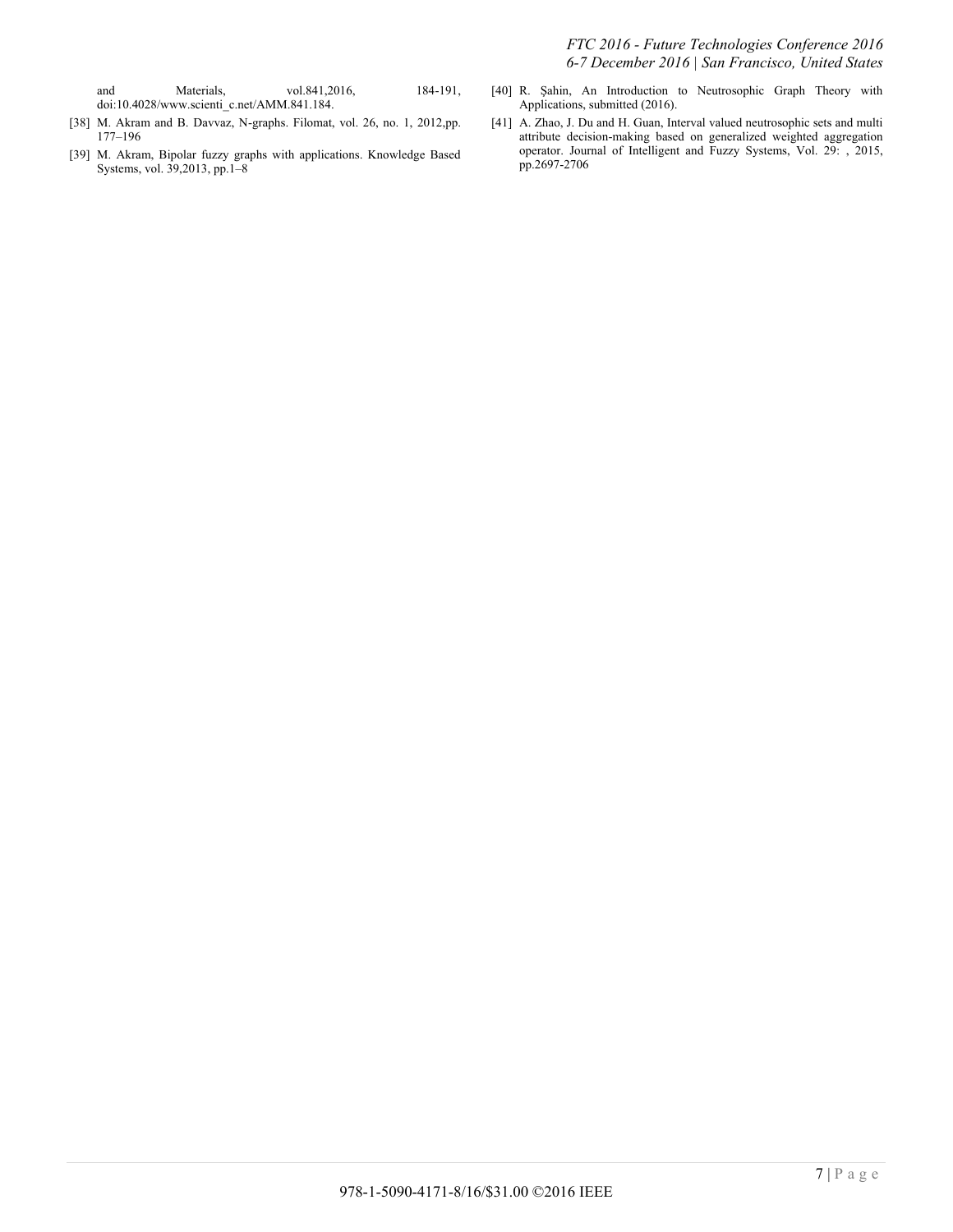and Materials, vol.841,2016, 184-191, doi:10.4028/www.scienti_c.net/AMM.841.184.

[38] M. Akram and B. Davvaz, N-graphs. Filomat, vol. 26, no. 1, 2012,pp. 177–196

[39] M. Akram, Bipolar fuzzy graphs with applications. Knowledge Based Systems, vol. 39,2013, pp.1–8

[40] R. Şahin, An Introduction to Neutrosophic Graph Theory with Applications, submitted (2016).

[41] A. Zhao, J. Du and H. Guan, Interval valued neutrosophic sets and multi attribute decision-making based on generalized weighted aggregation operator. Journal of Intelligent and Fuzzy Systems, Vol. 29: , 2015, pp.2697-2706